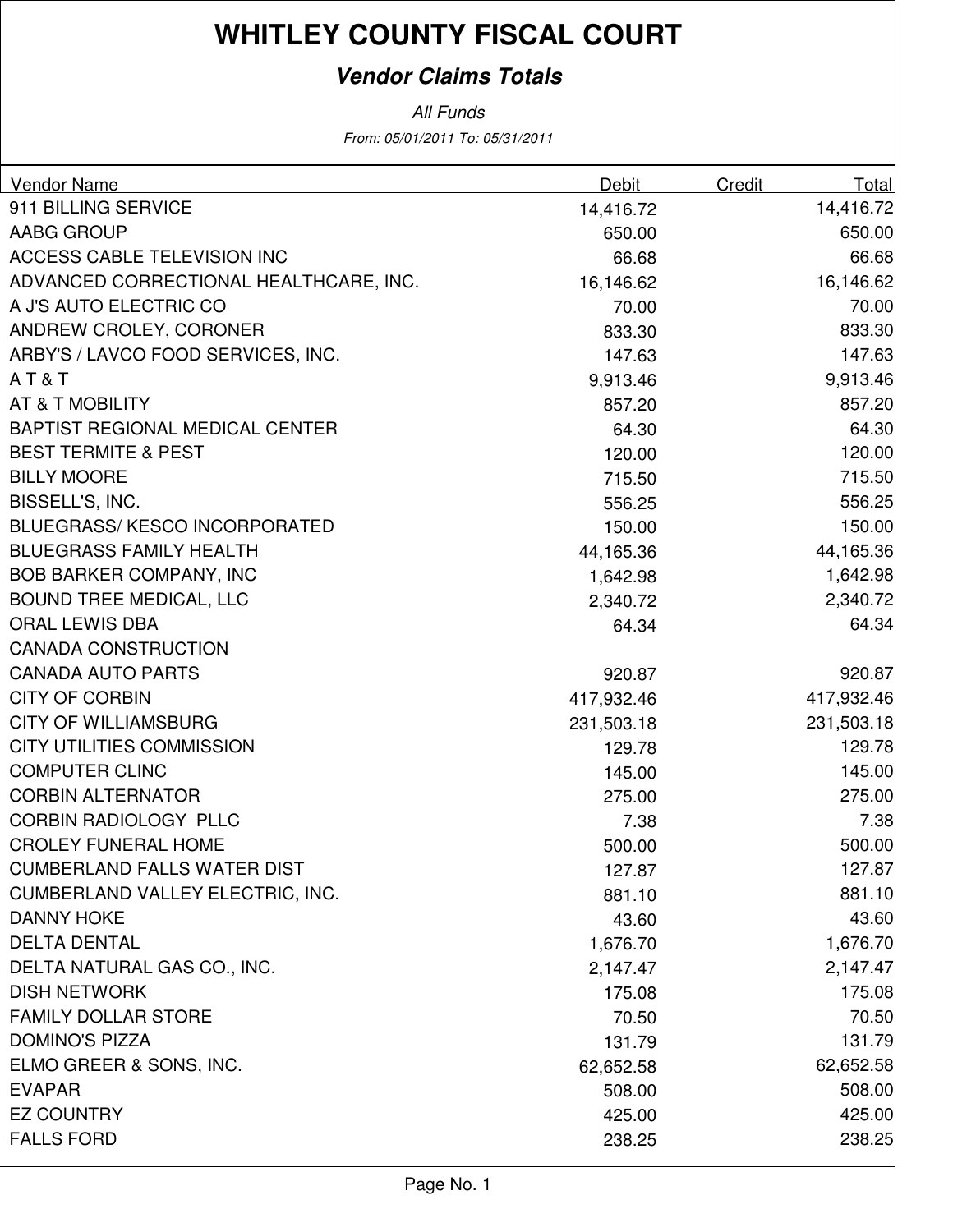# WHITLEY COUNTY FISCAL COURT

## *Vendor Claims Totals*

*All Funds*

*From: 05/01/2011 To: 05/31/2011*

| Vendor Name | Debit | Credit | Total |
|---|---|---|---|
| 911 BILLING SERVICE | 14,416.72 | | 14,416.72 |
| AABG GROUP | 650.00 | | 650.00 |
| ACCESS CABLE TELEVISION INC | 66.68 | | 66.68 |
| ADVANCED CORRECTIONAL HEALTHCARE, INC. | 16,146.62 | | 16,146.62 |
| A J'S AUTO ELECTRIC CO | 70.00 | | 70.00 |
| ANDREW CROLEY, CORONER | 833.30 | | 833.30 |
| ARBY'S / LAVCO FOOD SERVICES, INC. | 147.63 | | 147.63 |
| A T & T | 9,913.46 | | 9,913.46 |
| AT & T MOBILITY | 857.20 | | 857.20 |
| BAPTIST REGIONAL MEDICAL CENTER | 64.30 | | 64.30 |
| BEST TERMITE & PEST | 120.00 | | 120.00 |
| BILLY MOORE | 715.50 | | 715.50 |
| BISSELL'S, INC. | 556.25 | | 556.25 |
| BLUEGRASS/ KESCO INCORPORATED | 150.00 | | 150.00 |
| BLUEGRASS FAMILY HEALTH | 44,165.36 | | 44,165.36 |
| BOB BARKER COMPANY, INC | 1,642.98 | | 1,642.98 |
| BOUND TREE MEDICAL, LLC | 2,340.72 | | 2,340.72 |
| ORAL LEWIS DBA CANADA CONSTRUCTION | 64.34 | | 64.34 |
| CANADA AUTO PARTS | 920.87 | | 920.87 |
| CITY OF CORBIN | 417,932.46 | | 417,932.46 |
| CITY OF WILLIAMSBURG | 231,503.18 | | 231,503.18 |
| CITY UTILITIES COMMISSION | 129.78 | | 129.78 |
| COMPUTER CLINC | 145.00 | | 145.00 |
| CORBIN ALTERNATOR | 275.00 | | 275.00 |
| CORBIN RADIOLOGY PLLC | 7.38 | | 7.38 |
| CROLEY FUNERAL HOME | 500.00 | | 500.00 |
| CUMBERLAND FALLS WATER DIST | 127.87 | | 127.87 |
| CUMBERLAND VALLEY ELECTRIC, INC. | 881.10 | | 881.10 |
| DANNY HOKE | 43.60 | | 43.60 |
| DELTA DENTAL | 1,676.70 | | 1,676.70 |
| DELTA NATURAL GAS CO., INC. | 2,147.47 | | 2,147.47 |
| DISH NETWORK | 175.08 | | 175.08 |
| FAMILY DOLLAR STORE | 70.50 | | 70.50 |
| DOMINO'S PIZZA | 131.79 | | 131.79 |
| ELMO GREER & SONS, INC. | 62,652.58 | | 62,652.58 |
| EVAPAR | 508.00 | | 508.00 |
| EZ COUNTRY | 425.00 | | 425.00 |
| FALLS FORD | 238.25 | | 238.25 |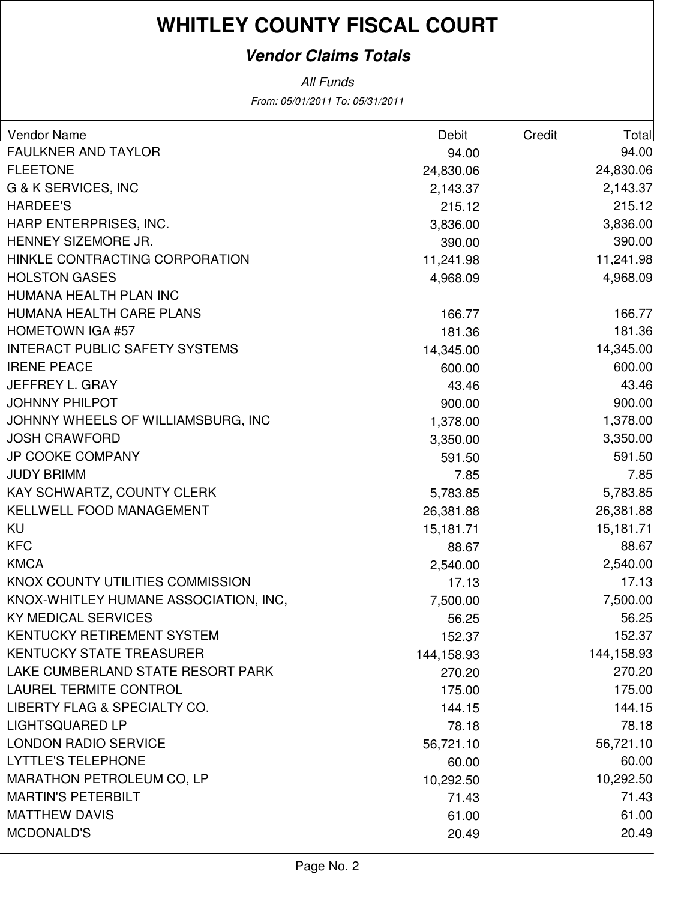# WHITLEY COUNTY FISCAL COURT

## *Vendor Claims Totals*

*All Funds*

*From: 05/01/2011 To: 05/31/2011*

| Vendor Name | Debit | Credit | Total |
|---|---|---|---|
| FAULKNER AND TAYLOR | 94.00 | | 94.00 |
| FLEETONE | 24,830.06 | | 24,830.06 |
| G & K SERVICES, INC | 2,143.37 | | 2,143.37 |
| HARDEE'S | 215.12 | | 215.12 |
| HARP ENTERPRISES, INC. | 3,836.00 | | 3,836.00 |
| HENNEY SIZEMORE JR. | 390.00 | | 390.00 |
| HINKLE CONTRACTING CORPORATION | 11,241.98 | | 11,241.98 |
| HOLSTON GASES | 4,968.09 | | 4,968.09 |
| HUMANA HEALTH PLAN INC | | | |
| HUMANA HEALTH CARE PLANS | 166.77 | | 166.77 |
| HOMETOWN IGA #57 | 181.36 | | 181.36 |
| INTERACT PUBLIC SAFETY SYSTEMS | 14,345.00 | | 14,345.00 |
| IRENE PEACE | 600.00 | | 600.00 |
| JEFFREY L. GRAY | 43.46 | | 43.46 |
| JOHNNY PHILPOT | 900.00 | | 900.00 |
| JOHNNY WHEELS OF WILLIAMSBURG, INC | 1,378.00 | | 1,378.00 |
| JOSH CRAWFORD | 3,350.00 | | 3,350.00 |
| JP COOKE COMPANY | 591.50 | | 591.50 |
| JUDY BRIMM | 7.85 | | 7.85 |
| KAY SCHWARTZ, COUNTY CLERK | 5,783.85 | | 5,783.85 |
| KELLWELL FOOD MANAGEMENT | 26,381.88 | | 26,381.88 |
| KU | 15,181.71 | | 15,181.71 |
| KFC | 88.67 | | 88.67 |
| KMCA | 2,540.00 | | 2,540.00 |
| KNOX COUNTY UTILITIES COMMISSION | 17.13 | | 17.13 |
| KNOX-WHITLEY HUMANE ASSOCIATION, INC, | 7,500.00 | | 7,500.00 |
| KY MEDICAL SERVICES | 56.25 | | 56.25 |
| KENTUCKY RETIREMENT SYSTEM | 152.37 | | 152.37 |
| KENTUCKY STATE TREASURER | 144,158.93 | | 144,158.93 |
| LAKE CUMBERLAND STATE RESORT PARK | 270.20 | | 270.20 |
| LAUREL TERMITE CONTROL | 175.00 | | 175.00 |
| LIBERTY FLAG & SPECIALTY CO. | 144.15 | | 144.15 |
| LIGHTSQUARED LP | 78.18 | | 78.18 |
| LONDON RADIO SERVICE | 56,721.10 | | 56,721.10 |
| LYTTLE'S TELEPHONE | 60.00 | | 60.00 |
| MARATHON PETROLEUM CO, LP | 10,292.50 | | 10,292.50 |
| MARTIN'S PETERBILT | 71.43 | | 71.43 |
| MATTHEW DAVIS | 61.00 | | 61.00 |
| MCDONALD'S | 20.49 | | 20.49 |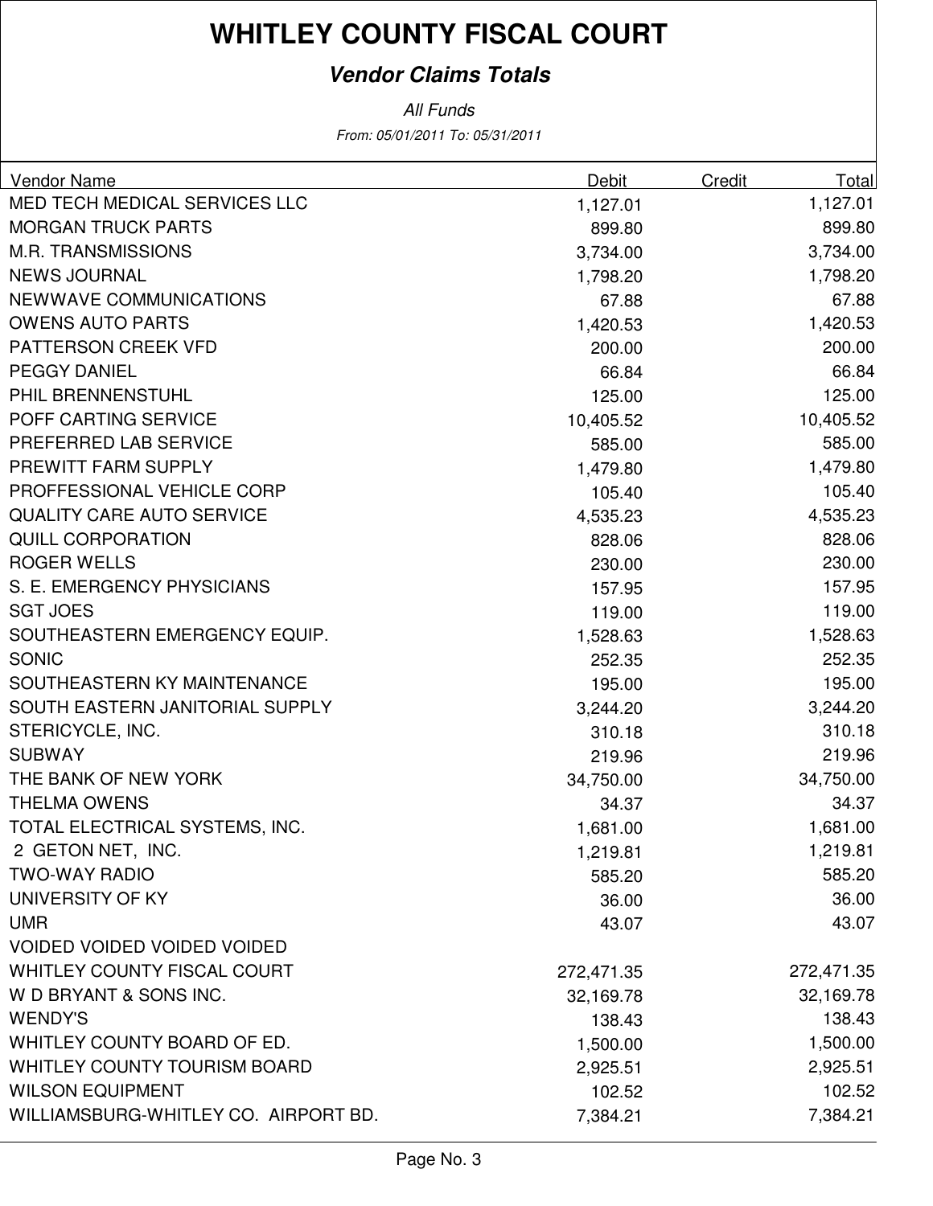# WHITLEY COUNTY FISCAL COURT

## *Vendor Claims Totals*

*All Funds*

*From: 05/01/2011 To: 05/31/2011*

| Vendor Name | Debit | Credit | Total |
|---|---|---|---|
| MED TECH MEDICAL SERVICES LLC | 1,127.01 | | 1,127.01 |
| MORGAN TRUCK PARTS | 899.80 | | 899.80 |
| M.R. TRANSMISSIONS | 3,734.00 | | 3,734.00 |
| NEWS JOURNAL | 1,798.20 | | 1,798.20 |
| NEWWAVE COMMUNICATIONS | 67.88 | | 67.88 |
| OWENS AUTO PARTS | 1,420.53 | | 1,420.53 |
| PATTERSON CREEK VFD | 200.00 | | 200.00 |
| PEGGY DANIEL | 66.84 | | 66.84 |
| PHIL BRENNENSTUHL | 125.00 | | 125.00 |
| POFF CARTING SERVICE | 10,405.52 | | 10,405.52 |
| PREFERRED LAB SERVICE | 585.00 | | 585.00 |
| PREWITT FARM SUPPLY | 1,479.80 | | 1,479.80 |
| PROFFESSIONAL VEHICLE CORP | 105.40 | | 105.40 |
| QUALITY CARE AUTO SERVICE | 4,535.23 | | 4,535.23 |
| QUILL CORPORATION | 828.06 | | 828.06 |
| ROGER WELLS | 230.00 | | 230.00 |
| S. E. EMERGENCY PHYSICIANS | 157.95 | | 157.95 |
| SGT JOES | 119.00 | | 119.00 |
| SOUTHEASTERN EMERGENCY EQUIP. | 1,528.63 | | 1,528.63 |
| SONIC | 252.35 | | 252.35 |
| SOUTHEASTERN KY MAINTENANCE | 195.00 | | 195.00 |
| SOUTH EASTERN JANITORIAL SUPPLY | 3,244.20 | | 3,244.20 |
| STERICYCLE, INC. | 310.18 | | 310.18 |
| SUBWAY | 219.96 | | 219.96 |
| THE BANK OF NEW YORK | 34,750.00 | | 34,750.00 |
| THELMA OWENS | 34.37 | | 34.37 |
| TOTAL ELECTRICAL SYSTEMS, INC. | 1,681.00 | | 1,681.00 |
| 2 GETON NET, INC. | 1,219.81 | | 1,219.81 |
| TWO-WAY RADIO | 585.20 | | 585.20 |
| UNIVERSITY OF KY | 36.00 | | 36.00 |
| UMR | 43.07 | | 43.07 |
| VOIDED VOIDED VOIDED VOIDED | | | |
| WHITLEY COUNTY FISCAL COURT | 272,471.35 | | 272,471.35 |
| W D BRYANT & SONS INC. | 32,169.78 | | 32,169.78 |
| WENDY'S | 138.43 | | 138.43 |
| WHITLEY COUNTY BOARD OF ED. | 1,500.00 | | 1,500.00 |
| WHITLEY COUNTY TOURISM BOARD | 2,925.51 | | 2,925.51 |
| WILSON EQUIPMENT | 102.52 | | 102.52 |
| WILLIAMSBURG-WHITLEY CO. AIRPORT BD. | 7,384.21 | | 7,384.21 |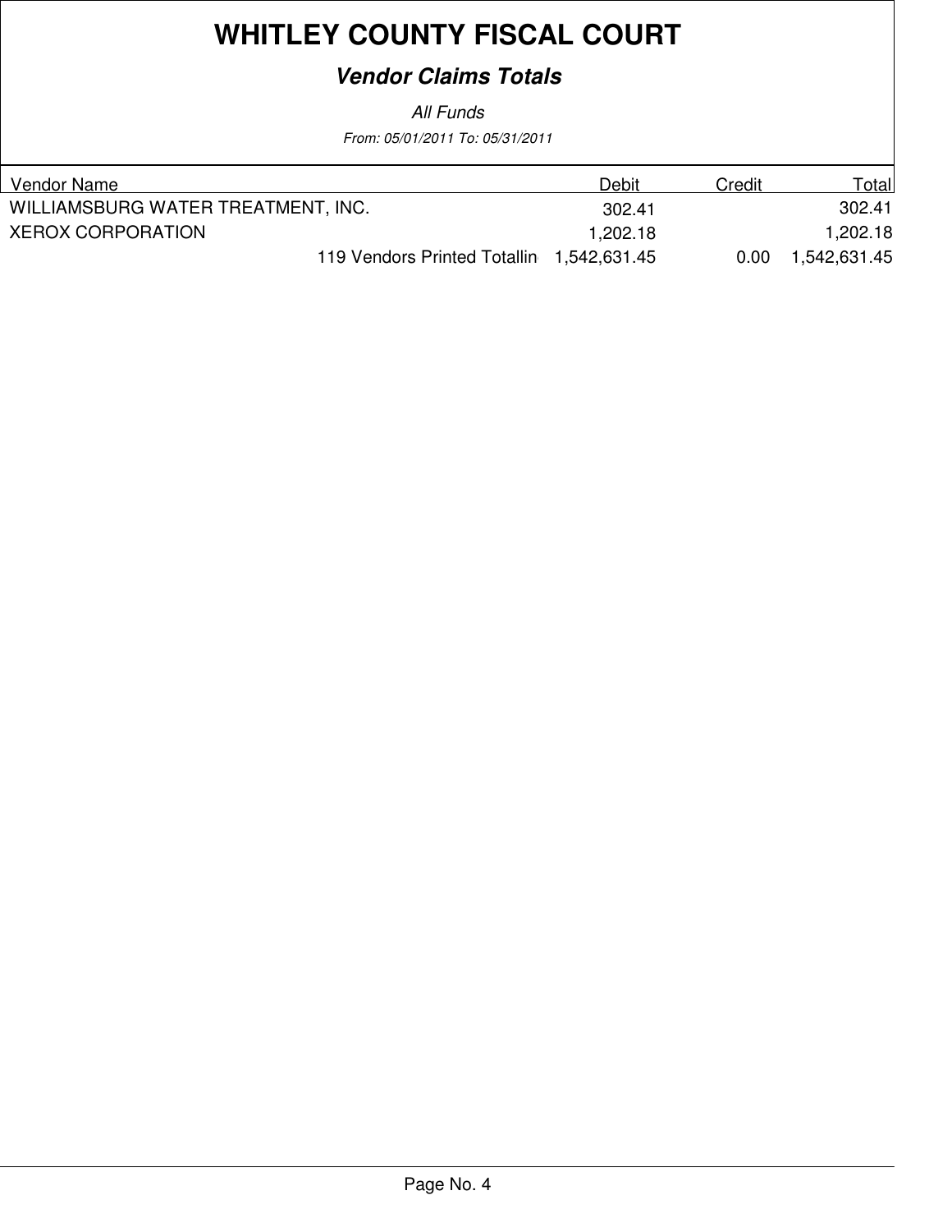# WHITLEY COUNTY FISCAL COURT

## *Vendor Claims Totals*

*All Funds*

*From: 05/01/2011 To: 05/31/2011*

| Vendor Name | Debit | Credit | Total |
|---|---|---|---|
| WILLIAMSBURG WATER TREATMENT, INC. | 302.41 | | 302.41 |
| XEROX CORPORATION | 1,202.18 | | 1,202.18 |
| 119 Vendors Printed Totallin | 1,542,631.45 | 0.00 | 1,542,631.45 |